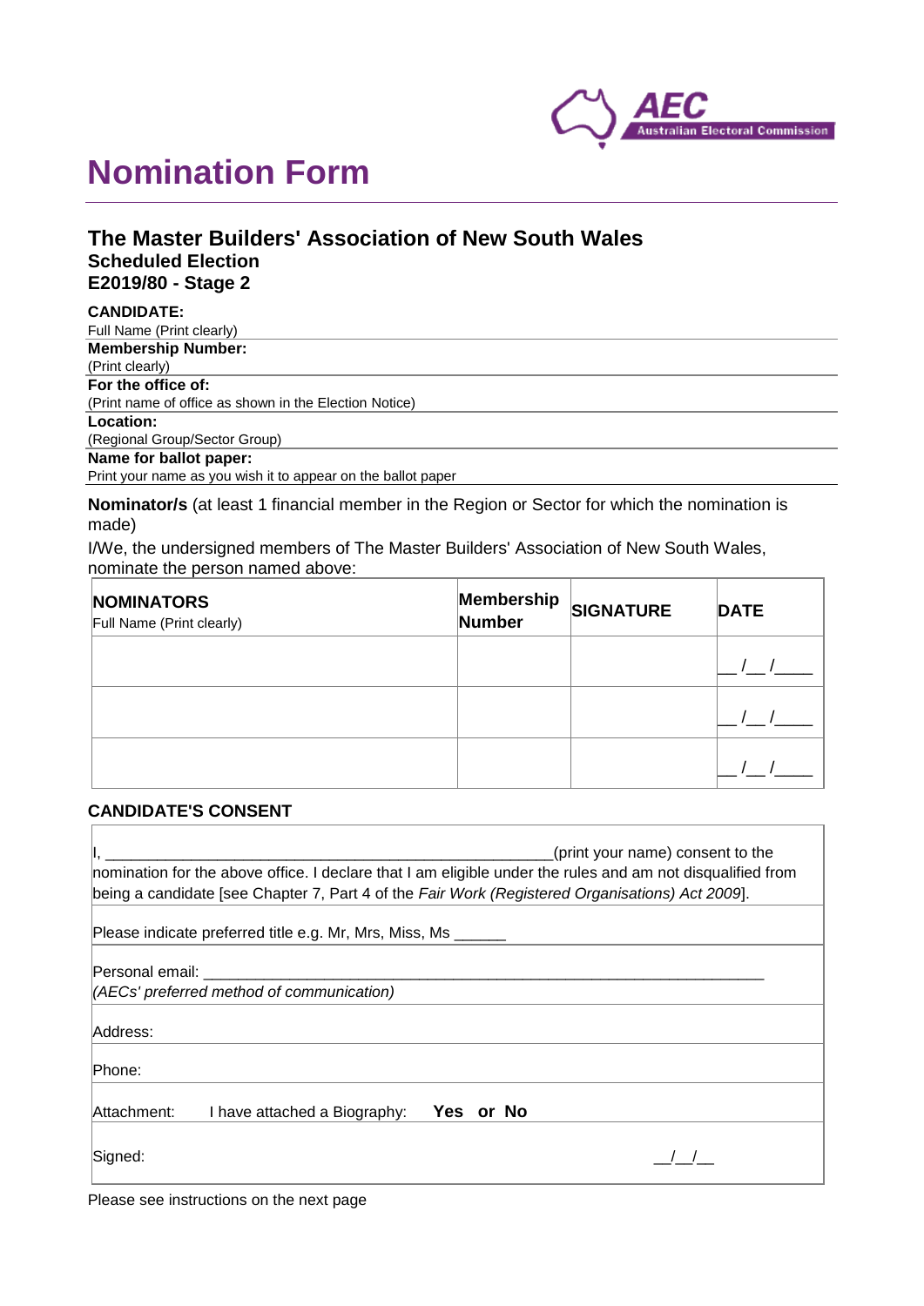# Nomination Form

## The Master Builders' Association of New South Wales
### Scheduled Election
### E2019/80 - Stage 2

**CANDIDATE:**
Full Name (Print clearly)

**Membership Number:**
(Print clearly)

**For the office of:**
(Print name of office as shown in the Election Notice)

**Location:**
(Regional Group/Sector Group)

**Name for ballot paper:**
Print your name as you wish it to appear on the ballot paper

**Nominator/s** (at least 1 financial member in the Region or Sector for which the nomination is made)

I/We, the undersigned members of The Master Builders' Association of New South Wales, nominate the person named above:

| **NOMINATORS** Full Name (Print clearly) | **Membership Number** | **SIGNATURE** | **DATE** |
|---|---|---|---|
| | | | __/__/____ |
| | | | __/__/____ |
| | | | __/__/____ |

### CANDIDATE'S CONSENT

I, ______________________________________________________(print your name) consent to the nomination for the above office. I declare that I am eligible under the rules and am not disqualified from being a candidate [see Chapter 7, Part 4 of the *Fair Work (Registered Organisations) Act 2009*].

Please indicate preferred title e.g. Mr, Mrs, Miss, Ms ______

Personal email: ____________________________________________________________
*(AECs' preferred method of communication)*

Address:

Phone:

Attachment: I have attached a Biography: **Yes or No**

Signed: __/__/__

Please see instructions on the next page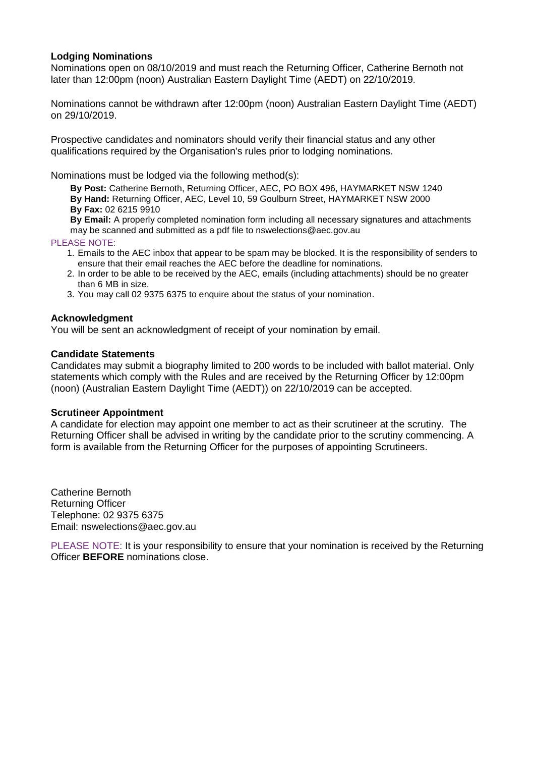**Lodging Nominations**

Nominations open on 08/10/2019 and must reach the Returning Officer, Catherine Bernoth not later than 12:00pm (noon) Australian Eastern Daylight Time (AEDT) on 22/10/2019.

Nominations cannot be withdrawn after 12:00pm (noon) Australian Eastern Daylight Time (AEDT) on 29/10/2019.

Prospective candidates and nominators should verify their financial status and any other qualifications required by the Organisation's rules prior to lodging nominations.

Nominations must be lodged via the following method(s):

**By Post:** Catherine Bernoth, Returning Officer, AEC, PO BOX 496, HAYMARKET NSW 1240
**By Hand:** Returning Officer, AEC, Level 10, 59 Goulburn Street, HAYMARKET NSW 2000
**By Fax:** 02 6215 9910
**By Email:** A properly completed nomination form including all necessary signatures and attachments may be scanned and submitted as a pdf file to nswelections@aec.gov.au

PLEASE NOTE:

1. Emails to the AEC inbox that appear to be spam may be blocked. It is the responsibility of senders to ensure that their email reaches the AEC before the deadline for nominations.
2. In order to be able to be received by the AEC, emails (including attachments) should be no greater than 6 MB in size.
3. You may call 02 9375 6375 to enquire about the status of your nomination.

**Acknowledgment**

You will be sent an acknowledgment of receipt of your nomination by email.

**Candidate Statements**

Candidates may submit a biography limited to 200 words to be included with ballot material. Only statements which comply with the Rules and are received by the Returning Officer by 12:00pm (noon) (Australian Eastern Daylight Time (AEDT)) on 22/10/2019 can be accepted.

**Scrutineer Appointment**

A candidate for election may appoint one member to act as their scrutineer at the scrutiny. The Returning Officer shall be advised in writing by the candidate prior to the scrutiny commencing. A form is available from the Returning Officer for the purposes of appointing Scrutineers.

Catherine Bernoth
Returning Officer
Telephone: 02 9375 6375
Email: nswelections@aec.gov.au

PLEASE NOTE: It is your responsibility to ensure that your nomination is received by the Returning Officer **BEFORE** nominations close.